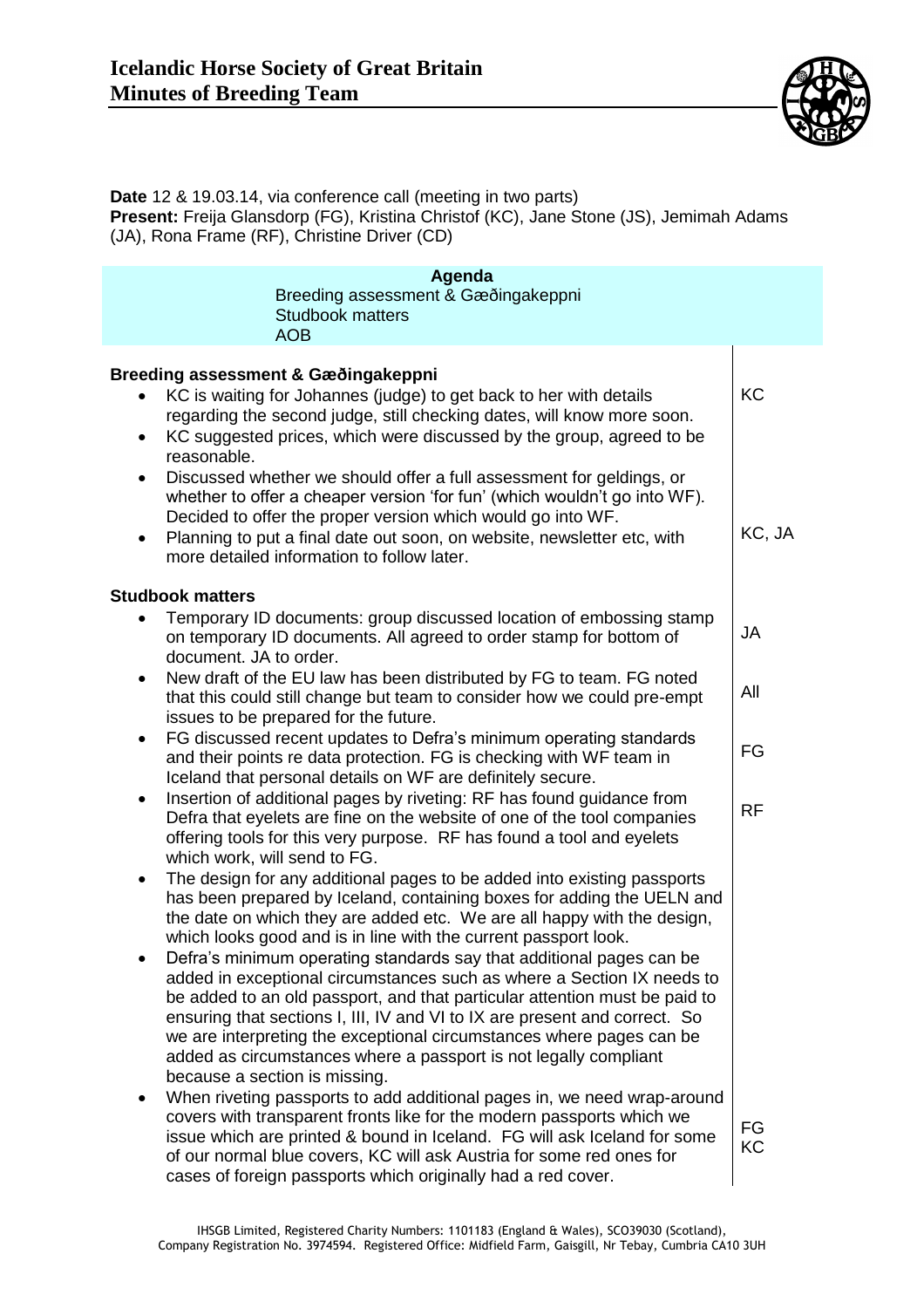# Icelandic Horse Society of Great Britain
## Minutes of Breeding Team

**Date** 12 & 19.03.14, via conference call (meeting in two parts)
**Present:** Freija Glansdorp (FG), Kristina Christof (KC), Jane Stone (JS), Jemimah Adams (JA), Rona Frame (RF), Christine Driver (CD)

**Agenda**
Breeding assessment & Gæðingakeppni
Studbook matters
AOB

### Breeding assessment & Gæðingakeppni

| | |
|---|---|
| • KC is waiting for Johannes (judge) to get back to her with details regarding the second judge, still checking dates, will know more soon. | KC |
| • KC suggested prices, which were discussed by the group, agreed to be reasonable. | |
| • Discussed whether we should offer a full assessment for geldings, or whether to offer a cheaper version 'for fun' (which wouldn't go into WF). Decided to offer the proper version which would go into WF. | |
| • Planning to put a final date out soon, on website, newsletter etc, with more detailed information to follow later. | KC, JA |

### Studbook matters

| | |
|---|---|
| • Temporary ID documents: group discussed location of embossing stamp on temporary ID documents. All agreed to order stamp for bottom of document. JA to order. | JA |
| • New draft of the EU law has been distributed by FG to team. FG noted that this could still change but team to consider how we could pre-empt issues to be prepared for the future. | All |
| • FG discussed recent updates to Defra's minimum operating standards and their points re data protection. FG is checking with WF team in Iceland that personal details on WF are definitely secure. | FG |
| • Insertion of additional pages by riveting: RF has found guidance from Defra that eyelets are fine on the website of one of the tool companies offering tools for this very purpose. RF has found a tool and eyelets which work, will send to FG. | RF |
| • The design for any additional pages to be added into existing passports has been prepared by Iceland, containing boxes for adding the UELN and the date on which they are added etc. We are all happy with the design, which looks good and is in line with the current passport look. | |
| • Defra's minimum operating standards say that additional pages can be added in exceptional circumstances such as where a Section IX needs to be added to an old passport, and that particular attention must be paid to ensuring that sections I, III, IV and VI to IX are present and correct. So we are interpreting the exceptional circumstances where pages can be added as circumstances where a passport is not legally compliant because a section is missing. | |
| • When riveting passports to add additional pages in, we need wrap-around covers with transparent fronts like for the modern passports which we issue which are printed & bound in Iceland. FG will ask Iceland for some of our normal blue covers, KC will ask Austria for some red ones for cases of foreign passports which originally had a red cover. | FG<br>KC |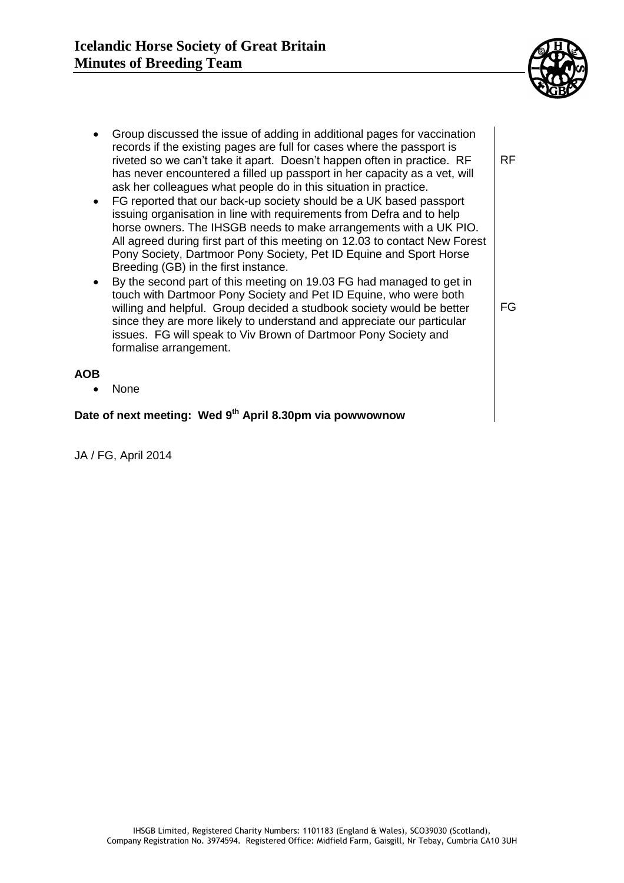| | |
|---|---|
| • Group discussed the issue of adding in additional pages for vaccination records if the existing pages are full for cases where the passport is riveted so we can't take it apart. Doesn't happen often in practice. RF has never encountered a filled up passport in her capacity as a vet, will ask her colleagues what people do in this situation in practice. | RF |
| • FG reported that our back-up society should be a UK based passport issuing organisation in line with requirements from Defra and to help horse owners. The IHSGB needs to make arrangements with a UK PIO. All agreed during first part of this meeting on 12.03 to contact New Forest Pony Society, Dartmoor Pony Society, Pet ID Equine and Sport Horse Breeding (GB) in the first instance. | |
| • By the second part of this meeting on 19.03 FG had managed to get in touch with Dartmoor Pony Society and Pet ID Equine, who were both willing and helpful. Group decided a studbook society would be better since they are more likely to understand and appreciate our particular issues. FG will speak to Viv Brown of Dartmoor Pony Society and formalise arrangement. | FG |

**AOB**

- None

**Date of next meeting: Wed 9th April 8.30pm via powwownow**

JA / FG, April 2014